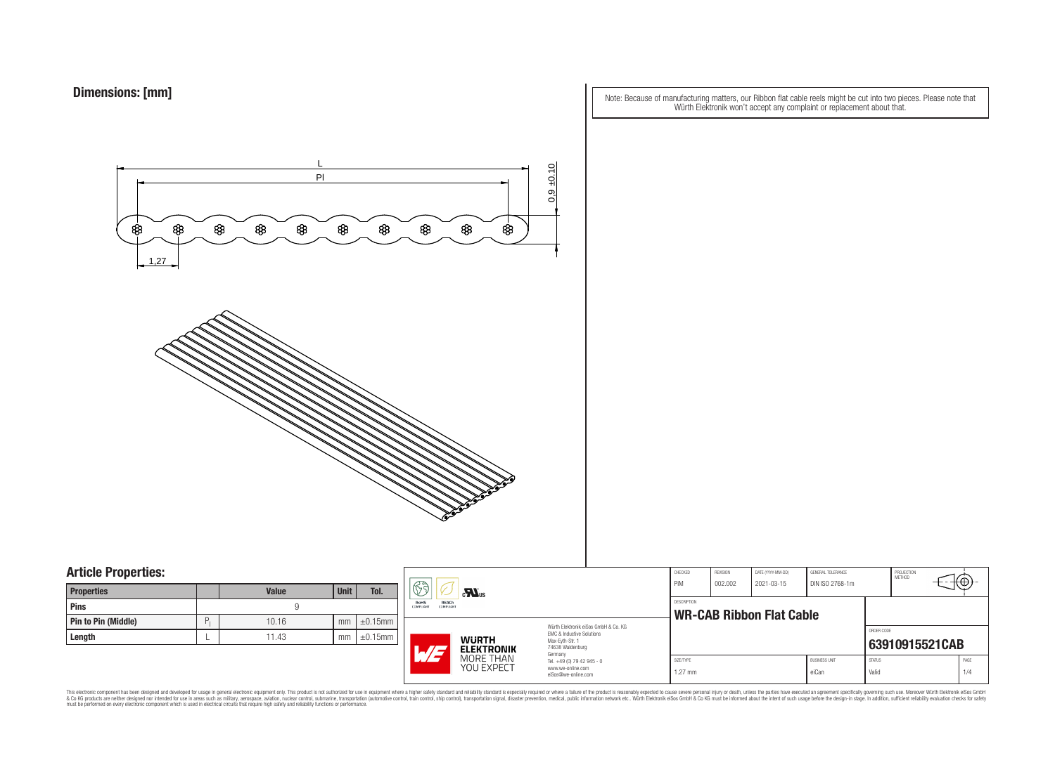## Dimensions: [mm]

Note: Because of manufacturing matters, our Ribbon flat cable reels might be cut into two pieces. Please note that Würth Elektronik won't accept any complaint or replacement about that.

L

Pl

0,9 ±0.10

1,27

## Article Properties:

| Properties | | Value | Unit | Tol. |
|---|---|---|---|---|
| Pins | | 9 | | |
| Pin to Pin (Middle) | $P_l$ | 10.16 | mm | ±0.15mm |
| Length | L | 11.43 | mm | ±0.15mm |

RoHS COMPLIANT | REACh COMPLIANT | cULus

Würth Elektronik eiSos GmbH & Co. KG
EMC & Inductive Solutions
Max-Eyth-Str. 1
74638 Waldenburg
Germany
Tel. +49 (0) 79 42 945 - 0
www.we-online.com
eiSos@we-online.com

WÜRTH ELEKTRONIK MORE THAN YOU EXPECT

| CHECKED | REVISION | DATE (YYYY-MM-DD) | GENERAL TOLERANCE | PROJECTION METHOD |
|---|---|---|---|---|
| PiM | 002.002 | 2021-03-15 | DIN ISO 2768-1m | |

DESCRIPTION

**WR-CAB Ribbon Flat Cable**

ORDER CODE

**63910915521CAB**

| SIZE/TYPE | BUSINESS UNIT | STATUS | PAGE |
|---|---|---|---|
| 1.27 mm | eiCan | Valid | 1/4 |

This electronic component has been designed and developed for usage in general electronic equipment only. This product is not authorized for use in equipment where a higher safety standard and reliability standard is especially required or where a failure of the product is reasonably expected to cause severe personal injury or death, unless the parties have executed an agreement specifically governing such use. Moreover Würth Elektronik eiSos GmbH & Co KG products are neither designed nor intended for use in areas such as military, aerospace, aviation, nuclear control, submarine, transportation (automotive control, train control, ship control), transportation signal, disaster prevention, medical, public information network etc.. Würth Elektronik eiSos GmbH & Co KG must be informed about the intent of such usage before the design-in stage. In addition, sufficient reliability evaluation checks for safety must be performed on every electronic component which is used in electrical circuits that require high safety and reliability functions or performance.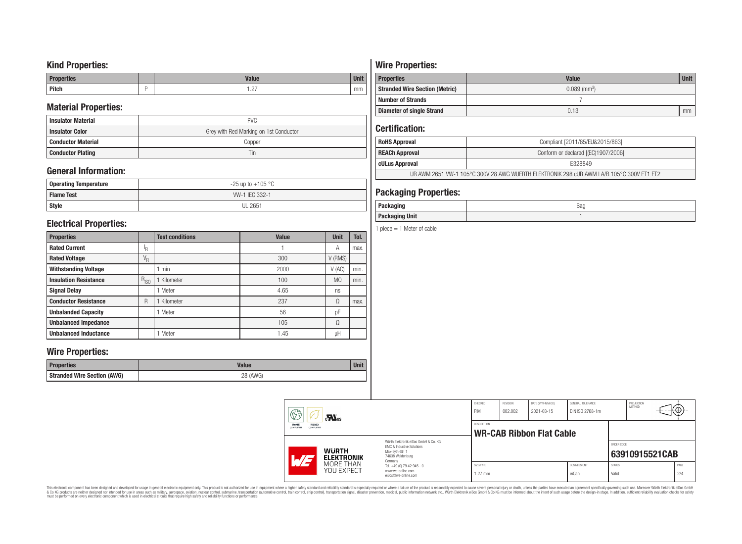## Kind Properties:

| Properties | | Value | Unit |
|---|---|---|---|
| Pitch | P | 1.27 | mm |

## Material Properties:

| | |
|---|---|
| Insulator Material | PVC |
| Insulator Color | Grey with Red Marking on 1st Conductor |
| Conductor Material | Copper |
| Conductor Plating | Tin |

## General Information:

| | |
|---|---|
| Operating Temperature | -25 up to +105 °C |
| Flame Test | VW-1 IEC 332-1 |
| Style | UL 2651 |

## Electrical Properties:

| Properties | | Test conditions | Value | Unit | Tol. |
|---|---|---|---|---|---|
| Rated Current | $I_R$ | | 1 | A | max. |
| Rated Voltage | $V_R$ | | 300 | V (RMS) | |
| Withstanding Voltage | | 1 min | 2000 | V (AC) | min. |
| Insulation Resistance | $R_{ISO}$ | 1 Kilometer | 100 | MΩ | min. |
| Signal Delay | | 1 Meter | 4.65 | ns | |
| Conductor Resistance | R | 1 Kilometer | 237 | Ω | max. |
| Unbalanded Capacity | | 1 Meter | 56 | pF | |
| Unbalanced Impedance | | | 105 | Ω | |
| Unbalanced Inductance | | 1 Meter | 1.45 | µH | |

## Wire Properties:

| Properties | Value | Unit |
|---|---|---|
| Stranded Wire Section (AWG) | 28 (AWG) | |

## Wire Properties:

| Properties | Value | Unit |
|---|---|---|
| Stranded Wire Section (Metric) | 0.089 ($mm^2$) | |
| Number of Strands | 7 | |
| Diameter of single Strand | 0.13 | mm |

## Certification:

| | |
|---|---|
| RoHS Approval | Compliant [2011/65/EU&2015/863] |
| REACh Approval | Conform or declared [(EC)1907/2006] |
| cULus Approval | E328849 |
| UR AWM 2651 VW-1 105°C 300V 28 AWG WUERTH ELEKTRONIK 298 cUR AWM I A/B 105°C 300V FT1 FT2 | |

## Packaging Properties:

| | |
|---|---|
| Packaging | Bag |
| Packaging Unit | 1 |

1 piece = 1 Meter of cable

| CHECKED | REVISION | DATE (YYYY-MM-DD) | GENERAL TOLERANCE | PROJECTION METHOD |
|---|---|---|---|---|
| PiM | 002.002 | 2021-03-15 | DIN ISO 2768-1m | |

DESCRIPTION: **WR-CAB Ribbon Flat Cable**

ORDER CODE: **63910915521CAB**

| SIZE/TYPE | BUSINESS UNIT | STATUS | PAGE |
|---|---|---|---|
| 1.27 mm | eiCan | Valid | 2/4 |

Würth Elektronik eiSos GmbH & Co. KG
EMC & Inductive Solutions
Max-Eyth-Str. 1
74638 Waldenburg
Germany
Tel. +49 (0) 79 42 945 - 0
www.we-online.com
eiSos@we-online.com

This electronic component has been designed and developed for usage in general electronic equipment only. This product is not authorized for use in equipment where a higher safety standard and reliability standard is especially required or where a failure of the product is reasonably expected to cause severe personal injury or death, unless the parties have executed an agreement specifically governing such use. Moreover Würth Elektronik eiSos GmbH & Co KG products are neither designed nor intended for use in areas such as military, aerospace, aviation, nuclear control, submarine, transportation (automotive control, train control, ship control), transportation signal, disaster prevention, medical, public information network etc.. Würth Elektronik eiSos GmbH & Co KG must be informed about the intent of such usage before the design-in stage. In addition, sufficient reliability evaluation checks for safety must be performed on every electronic component which is used in electrical circuits that require high safety and reliability functions or performance.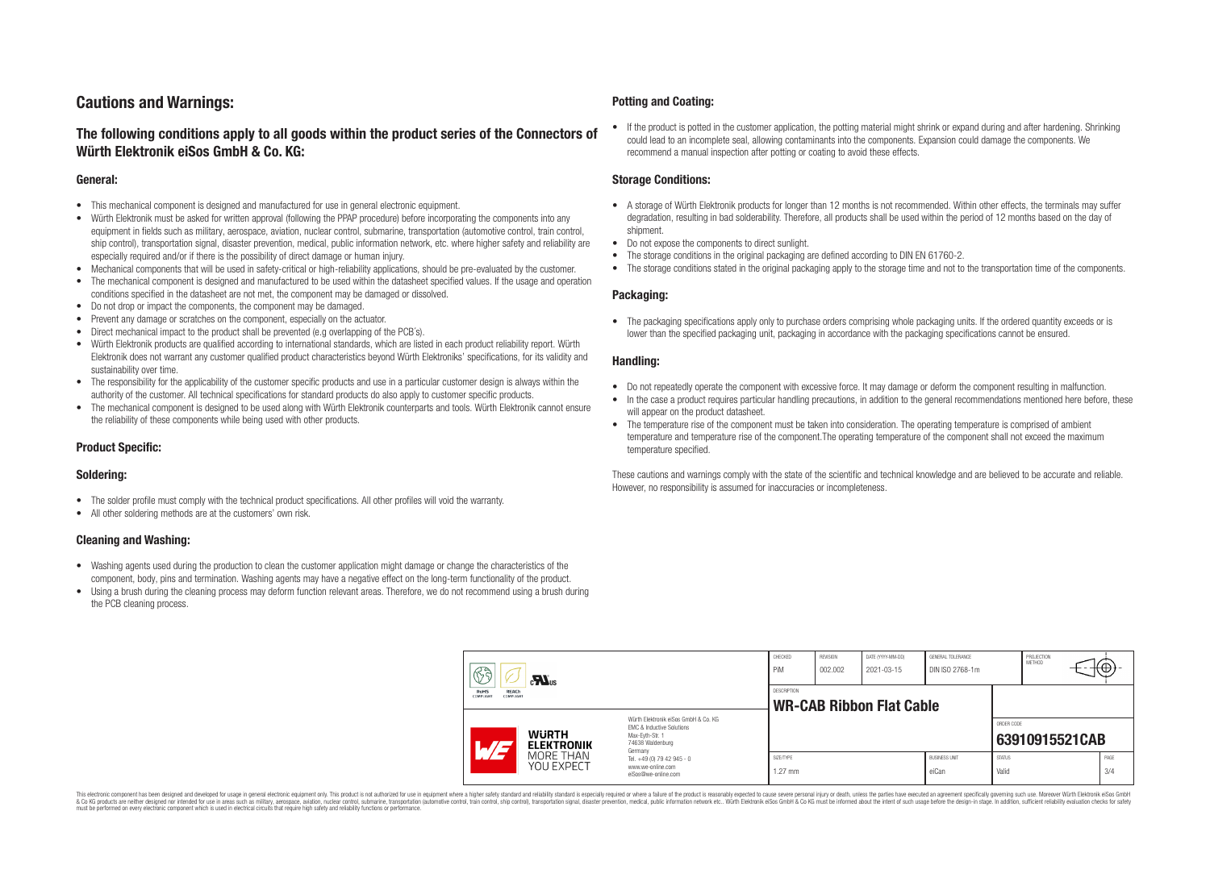# Cautions and Warnings:

## The following conditions apply to all goods within the product series of the Connectors of Würth Elektronik eiSos GmbH & Co. KG:

### General:

- This mechanical component is designed and manufactured for use in general electronic equipment.
- Würth Elektronik must be asked for written approval (following the PPAP procedure) before incorporating the components into any equipment in fields such as military, aerospace, aviation, nuclear control, submarine, transportation (automotive control, train control, ship control), transportation signal, disaster prevention, medical, public information network, etc. where higher safety and reliability are especially required and/or if there is the possibility of direct damage or human injury.
- Mechanical components that will be used in safety-critical or high-reliability applications, should be pre-evaluated by the customer.
- The mechanical component is designed and manufactured to be used within the datasheet specified values. If the usage and operation conditions specified in the datasheet are not met, the component may be damaged or dissolved.
- Do not drop or impact the components, the component may be damaged.
- Prevent any damage or scratches on the component, especially on the actuator.
- Direct mechanical impact to the product shall be prevented (e.g overlapping of the PCB's).
- Würth Elektronik products are qualified according to international standards, which are listed in each product reliability report. Würth Elektronik does not warrant any customer qualified product characteristics beyond Würth Elektroniks' specifications, for its validity and sustainability over time.
- The responsibility for the applicability of the customer specific products and use in a particular customer design is always within the authority of the customer. All technical specifications for standard products do also apply to customer specific products.
- The mechanical component is designed to be used along with Würth Elektronik counterparts and tools. Würth Elektronik cannot ensure the reliability of these components while being used with other products.

### Product Specific:

### Soldering:

- The solder profile must comply with the technical product specifications. All other profiles will void the warranty.
- All other soldering methods are at the customers' own risk.

### Cleaning and Washing:

- Washing agents used during the production to clean the customer application might damage or change the characteristics of the component, body, pins and termination. Washing agents may have a negative effect on the long-term functionality of the product.
- Using a brush during the cleaning process may deform function relevant areas. Therefore, we do not recommend using a brush during the PCB cleaning process.

### Potting and Coating:

- If the product is potted in the customer application, the potting material might shrink or expand during and after hardening. Shrinking could lead to an incomplete seal, allowing contaminants into the components. Expansion could damage the components. We recommend a manual inspection after potting or coating to avoid these effects.

### Storage Conditions:

- A storage of Würth Elektronik products for longer than 12 months is not recommended. Within other effects, the terminals may suffer degradation, resulting in bad solderability. Therefore, all products shall be used within the period of 12 months based on the day of shipment.
- Do not expose the components to direct sunlight.
- The storage conditions in the original packaging are defined according to DIN EN 61760-2.
- The storage conditions stated in the original packaging apply to the storage time and not to the transportation time of the components.

### Packaging:

- The packaging specifications apply only to purchase orders comprising whole packaging units. If the ordered quantity exceeds or is lower than the specified packaging unit, packaging in accordance with the packaging specifications cannot be ensured.

### Handling:

- Do not repeatedly operate the component with excessive force. It may damage or deform the component resulting in malfunction.
- In the case a product requires particular handling precautions, in addition to the general recommendations mentioned here before, these will appear on the product datasheet.
- The temperature rise of the component must be taken into consideration. The operating temperature is comprised of ambient temperature and temperature rise of the component.The operating temperature of the component shall not exceed the maximum temperature specified.

These cautions and warnings comply with the state of the scientific and technical knowledge and are believed to be accurate and reliable. However, no responsibility is assumed for inaccuracies or incompleteness.

| CHECKED | REVISION | DATE (YYYY-MM-DD) | GENERAL TOLERANCE | PROJECTION METHOD |
|---|---|---|---|---|
| PiM | 002.002 | 2021-03-15 | DIN ISO 2768-1m | |

| DESCRIPTION | ORDER CODE |
|---|---|
| WR-CAB Ribbon Flat Cable | 63910915521CAB |

| SIZE/TYPE | BUSINESS UNIT | STATUS | PAGE |
|---|---|---|---|
| 1.27 mm | eiCan | Valid | 3/4 |

Würth Elektronik eiSos GmbH & Co. KG
EMC & Inductive Solutions
Max-Eyth-Str. 1
74638 Waldenburg
Germany
Tel. +49 (0) 79 42 945 - 0
www.we-online.com
eiSos@we-online.com

This electronic component has been designed and developed for usage in general electronic equipment only. This product is not authorized for use in equipment where a higher safety standard and reliability standard is especially required or where a failure of the product is reasonably expected to cause severe personal injury or death, unless the parties have executed an agreement specifically governing such use. Moreover Würth Elektronik eiSos GmbH & Co KG products are neither designed nor intended for use in areas such as military, aerospace, aviation, nuclear control, submarine, transportation (automotive control, train control, ship control), transportation signal, disaster prevention, medical, public information network etc.. Würth Elektronik eiSos GmbH & Co KG must be informed about the intent of such usage before the design-in stage. In addition, sufficient reliability evaluation checks for safety must be performed on every electronic component which is used in electrical circuits that require high safety and reliability functions or performance.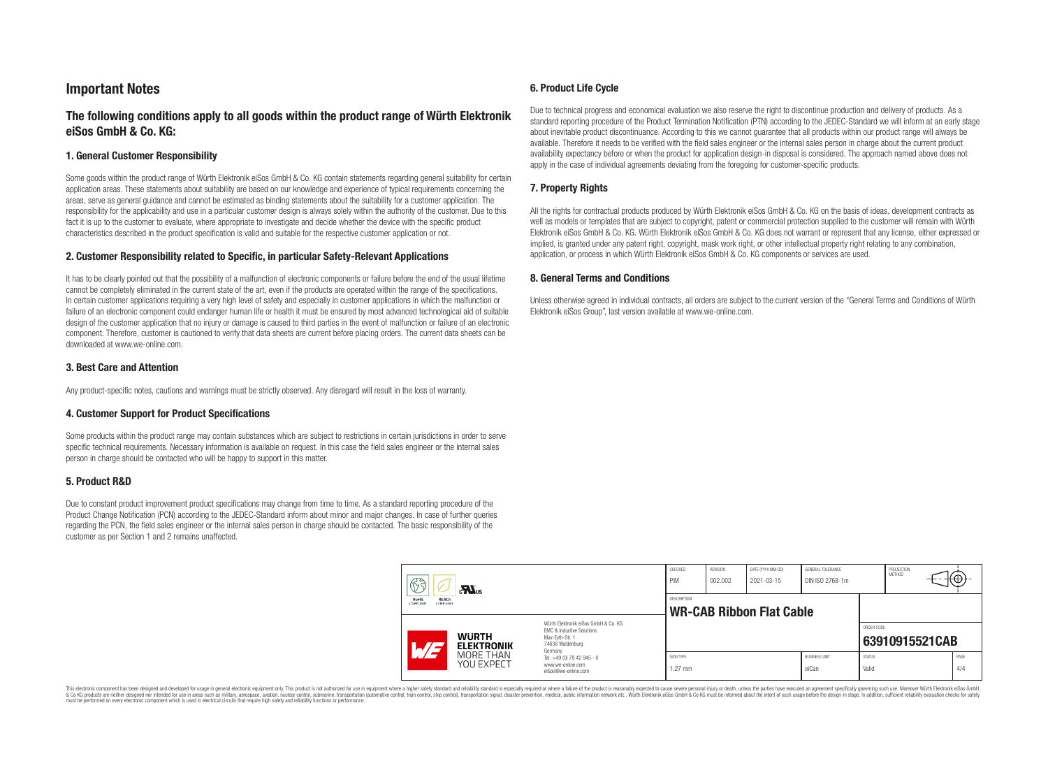# Important Notes

## The following conditions apply to all goods within the product range of Würth Elektronik eiSos GmbH & Co. KG:

### 1. General Customer Responsibility

Some goods within the product range of Würth Elektronik eiSos GmbH & Co. KG contain statements regarding general suitability for certain application areas. These statements about suitability are based on our knowledge and experience of typical requirements concerning the areas, serve as general guidance and cannot be estimated as binding statements about the suitability for a customer application. The responsibility for the applicability and use in a particular customer design is always solely within the authority of the customer. Due to this fact it is up to the customer to evaluate, where appropriate to investigate and decide whether the device with the specific product characteristics described in the product specification is valid and suitable for the respective customer application or not.

### 2. Customer Responsibility related to Specific, in particular Safety-Relevant Applications

It has to be clearly pointed out that the possibility of a malfunction of electronic components or failure before the end of the usual lifetime cannot be completely eliminated in the current state of the art, even if the products are operated within the range of the specifications. In certain customer applications requiring a very high level of safety and especially in customer applications in which the malfunction or failure of an electronic component could endanger human life or health it must be ensured by most advanced technological aid of suitable design of the customer application that no injury or damage is caused to third parties in the event of malfunction or failure of an electronic component. Therefore, customer is cautioned to verify that data sheets are current before placing orders. The current data sheets can be downloaded at www.we-online.com.

### 3. Best Care and Attention

Any product-specific notes, cautions and warnings must be strictly observed. Any disregard will result in the loss of warranty.

### 4. Customer Support for Product Specifications

Some products within the product range may contain substances which are subject to restrictions in certain jurisdictions in order to serve specific technical requirements. Necessary information is available on request. In this case the field sales engineer or the internal sales person in charge should be contacted who will be happy to support in this matter.

### 5. Product R&D

Due to constant product improvement product specifications may change from time to time. As a standard reporting procedure of the Product Change Notification (PCN) according to the JEDEC-Standard inform about minor and major changes. In case of further queries regarding the PCN, the field sales engineer or the internal sales person in charge should be contacted. The basic responsibility of the customer as per Section 1 and 2 remains unaffected.

### 6. Product Life Cycle

Due to technical progress and economical evaluation we also reserve the right to discontinue production and delivery of products. As a standard reporting procedure of the Product Termination Notification (PTN) according to the JEDEC-Standard we will inform at an early stage about inevitable product discontinuance. According to this we cannot guarantee that all products within our product range will always be available. Therefore it needs to be verified with the field sales engineer or the internal sales person in charge about the current product availability expectancy before or when the product for application design-in disposal is considered. The approach named above does not apply in the case of individual agreements deviating from the foregoing for customer-specific products.

### 7. Property Rights

All the rights for contractual products produced by Würth Elektronik eiSos GmbH & Co. KG on the basis of ideas, development contracts as well as models or templates that are subject to copyright, patent or commercial protection supplied to the customer will remain with Würth Elektronik eiSos GmbH & Co. KG. Würth Elektronik eiSos GmbH & Co. KG does not warrant or represent that any license, either expressed or implied, is granted under any patent right, copyright, mask work right, or other intellectual property right relating to any combination, application, or process in which Würth Elektronik eiSos GmbH & Co. KG components or services are used.

### 8. General Terms and Conditions

Unless otherwise agreed in individual contracts, all orders are subject to the current version of the "General Terms and Conditions of Würth Elektronik eiSos Group", last version available at www.we-online.com.

| CHECKED | REVISION | DATE (YYYY-MM-DD) | GENERAL TOLERANCE | PROJECTION METHOD |
|---|---|---|---|---|
| PiM | 002.002 | 2021-03-15 | DIN ISO 2768-1m | |

DESCRIPTION: **WR-CAB Ribbon Flat Cable**

ORDER CODE: **63910915521CAB**

| SIZE/TYPE | BUSINESS UNIT | STATUS | PAGE |
|---|---|---|---|
| 1.27 mm | eiCan | Valid | 4/4 |

Würth Elektronik eiSos GmbH & Co. KG
EMC & Inductive Solutions
Max-Eyth-Str. 1
74638 Waldenburg
Germany
Tel. +49 (0) 79 42 945 - 0
www.we-online.com
eiSos@we-online.com

This electronic component has been designed and developed for usage in general electronic equipment only. This product is not authorized for use in equipment where a higher safety standard and reliability standard is especially required or where a failure of the product is reasonably expected to cause severe personal injury or death, unless the parties have executed an agreement specifically governing such use. Moreover Würth Elektronik eiSos GmbH & Co KG products are neither designed nor intended for use in areas such as military, aerospace, aviation, nuclear control, submarine, transportation (automotive control, train control, ship control), transportation signal, disaster prevention, medical, public information network etc.. Würth Elektronik eiSos GmbH & Co KG must be informed about the intent of such usage before the design-in stage. In addition, sufficient reliability evaluation checks for safety must be performed on every electronic component which is used in electrical circuits that require high safety and reliability functions or performance.